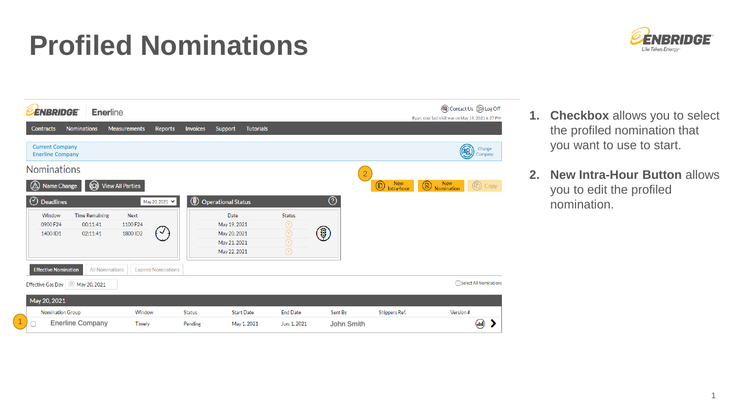# Profiled Nominations

1. **Checkbox** allows you to select the profiled nomination that you want to use to start.

2. **New Intra-Hour Button** allows you to edit the profiled nomination.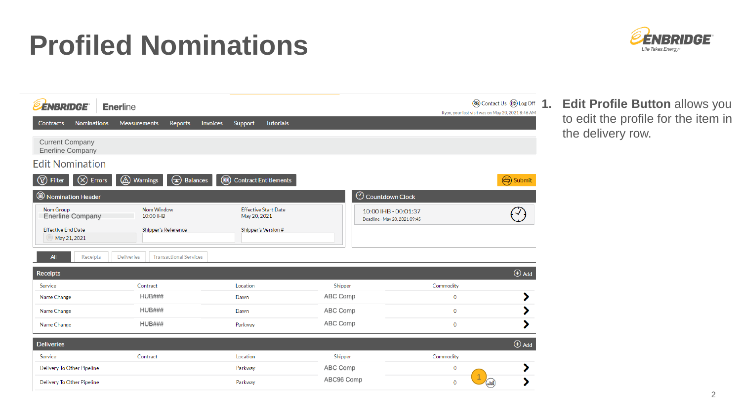# Profiled Nominations

ENBRIDGE | Enerline

Contact Us | Log Off

Ryan, your last visit was on May 20, 2021 8:46 AM

Contracts | Nominations | Measurements | Reports | Invoices | Support | Tutorials

Current Company
Enerline Company

## Edit Nomination

Filter | Errors | Warnings | Balances | Contract Entitlements | Submit

### Nomination Header

| Nom Group | Nom Window | Effective Start Date |
|---|---|---|
| Enerline Company | 10:00 IHB | May 20, 2021 |

| Effective End Date | Shipper's Reference | Shipper's Version # |
|---|---|---|
| May 21, 2021 | | |

### Countdown Clock

10:00 IHB - 00:01:37
Deadline - May 20, 2021 09:45

All | Receipts | Deliveries | Transactional Services

### Receipts

| Service | Contract | Location | Shipper | Commodity |
|---|---|---|---|---|
| Name Change | HUB### | Dawn | ABC Comp | 0 |
| Name Change | HUB### | Dawn | ABC Comp | 0 |
| Name Change | HUB### | Parkway | ABC Comp | 0 |

### Deliveries

| Service | Contract | Location | Shipper | Commodity |
|---|---|---|---|---|
| Delivery To Other Pipeline | | Parkway | ABC Comp | 0 |
| Delivery To Other Pipeline | | Parkway | ABC96 Comp | 0 |

1. **Edit Profile Button** allows you to edit the profile for the item in the delivery row.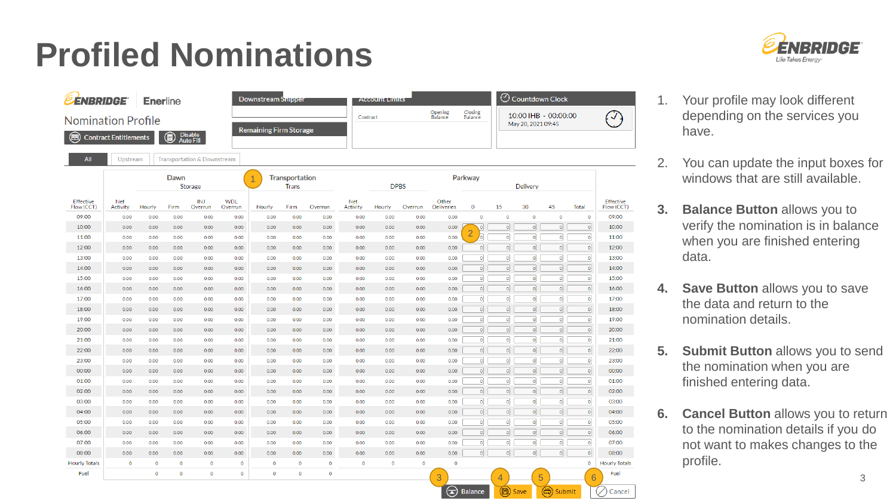# Profiled Nominations

1. Your profile may look different depending on the services you have.
2. You can update the input boxes for windows that are still available.
3. **Balance Button** allows you to verify the nomination is in balance when you are finished entering data.
4. **Save Button** allows you to save the data and return to the nomination details.
5. **Submit Button** allows you to send the nomination when you are finished entering data.
6. **Cancel Button** allows you to return to the nomination details if you do not want to makes changes to the profile.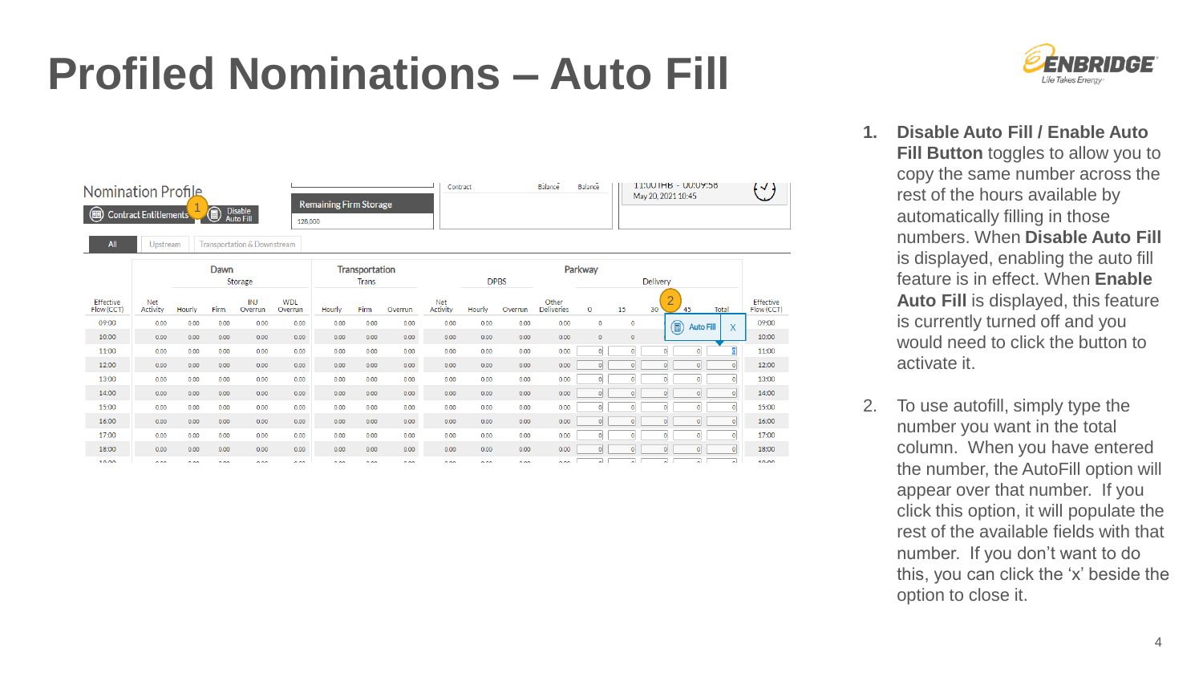# Profiled Nominations – Auto Fill

Nomination Profile

Contract Entitlements | Disable Auto Fill

Remaining Firm Storage

128,000

All | Upstream | Transportation & Downstream

| | Dawn | | | | | Transportation | | | Parkway | | | | | | | | | | |
|---|---|---|---|---|---|---|---|---|---|---|---|---|---|---|---|---|---|---|---|
| | Storage | | | | | Trans | | | DPBS | | | | Delivery | | | | | | |
| Effective Flow (CCT) | Net Activity | Hourly | Firm | INJ Overrun | WDL Overrun | Hourly | Firm | Overrun | Net Activity | Hourly | Overrun | Other Deliveries | 0 | 15 | 30 | 45 | Total | Effective Flow (CCT) |
| 09:00 | 0.00 | 0.00 | 0.00 | 0.00 | 0.00 | 0.00 | 0.00 | 0.00 | 0.00 | 0.00 | 0.00 | 0.00 | 0 | 0 | | | | 09:00 |
| 10:00 | 0.00 | 0.00 | 0.00 | 0.00 | 0.00 | 0.00 | 0.00 | 0.00 | 0.00 | 0.00 | 0.00 | 0.00 | 0 | 0 | | | | 10:00 |
| 11:00 | 0.00 | 0.00 | 0.00 | 0.00 | 0.00 | 0.00 | 0.00 | 0.00 | 0.00 | 0.00 | 0.00 | 0.00 | 0 | 0 | 0 | 0 | 0 | 11:00 |
| 12:00 | 0.00 | 0.00 | 0.00 | 0.00 | 0.00 | 0.00 | 0.00 | 0.00 | 0.00 | 0.00 | 0.00 | 0.00 | 0 | 0 | 0 | 0 | 0 | 12:00 |
| 13:00 | 0.00 | 0.00 | 0.00 | 0.00 | 0.00 | 0.00 | 0.00 | 0.00 | 0.00 | 0.00 | 0.00 | 0.00 | 0 | 0 | 0 | 0 | 0 | 13:00 |
| 14:00 | 0.00 | 0.00 | 0.00 | 0.00 | 0.00 | 0.00 | 0.00 | 0.00 | 0.00 | 0.00 | 0.00 | 0.00 | 0 | 0 | 0 | 0 | 0 | 14:00 |
| 15:00 | 0.00 | 0.00 | 0.00 | 0.00 | 0.00 | 0.00 | 0.00 | 0.00 | 0.00 | 0.00 | 0.00 | 0.00 | 0 | 0 | 0 | 0 | 0 | 15:00 |
| 16:00 | 0.00 | 0.00 | 0.00 | 0.00 | 0.00 | 0.00 | 0.00 | 0.00 | 0.00 | 0.00 | 0.00 | 0.00 | 0 | 0 | 0 | 0 | 0 | 16:00 |
| 17:00 | 0.00 | 0.00 | 0.00 | 0.00 | 0.00 | 0.00 | 0.00 | 0.00 | 0.00 | 0.00 | 0.00 | 0.00 | 0 | 0 | 0 | 0 | 0 | 17:00 |
| 18:00 | 0.00 | 0.00 | 0.00 | 0.00 | 0.00 | 0.00 | 0.00 | 0.00 | 0.00 | 0.00 | 0.00 | 0.00 | 0 | 0 | 0 | 0 | 0 | 18:00 |

Auto Fill X

1. **Disable Auto Fill / Enable Auto Fill Button** toggles to allow you to copy the same number across the rest of the hours available by automatically filling in those numbers. When **Disable Auto Fill** is displayed, enabling the auto fill feature is in effect. When **Enable Auto Fill** is displayed, this feature is currently turned off and you would need to click the button to activate it.

2. To use autofill, simply type the number you want in the total column. When you have entered the number, the AutoFill option will appear over that number. If you click this option, it will populate the rest of the available fields with that number. If you don't want to do this, you can click the 'x' beside the option to close it.